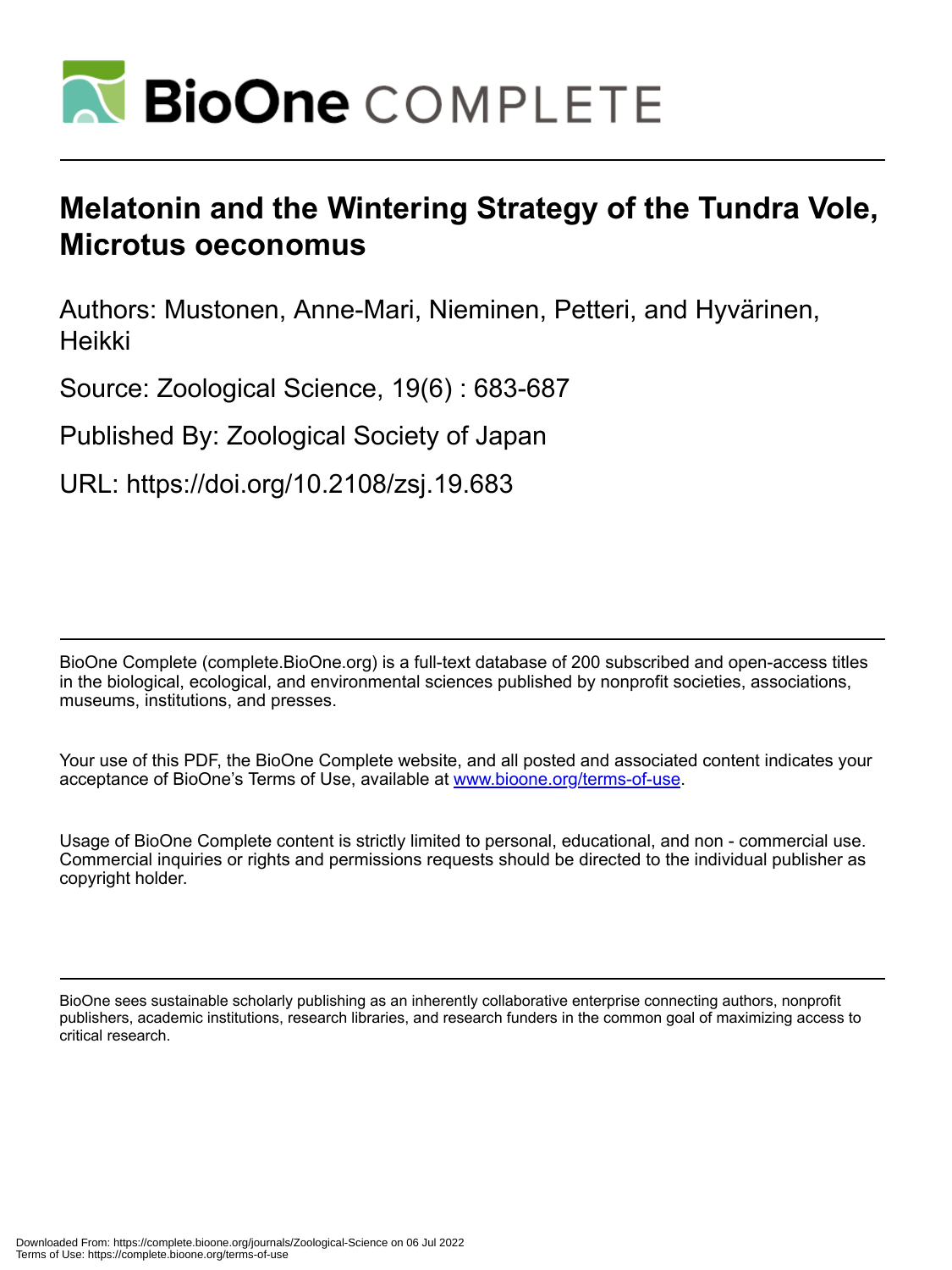# Melatonin and the Wintering Strategy of the Tundra Vole, Microtus oeconomus

Authors: Mustonen, Anne-Mari, Nieminen, Petteri, and Hyvärinen, Heikki

Source: Zoological Science, 19(6) : 683-687

Published By: Zoological Society of Japan

URL: https://doi.org/10.2108/zsj.19.683

BioOne Complete (complete.BioOne.org) is a full-text database of 200 subscribed and open-access titles in the biological, ecological, and environmental sciences published by nonprofit societies, associations, museums, institutions, and presses.

Your use of this PDF, the BioOne Complete website, and all posted and associated content indicates your acceptance of BioOne's Terms of Use, available at www.bioone.org/terms-of-use.

Usage of BioOne Complete content is strictly limited to personal, educational, and non - commercial use. Commercial inquiries or rights and permissions requests should be directed to the individual publisher as copyright holder.

BioOne sees sustainable scholarly publishing as an inherently collaborative enterprise connecting authors, nonprofit publishers, academic institutions, research libraries, and research funders in the common goal of maximizing access to critical research.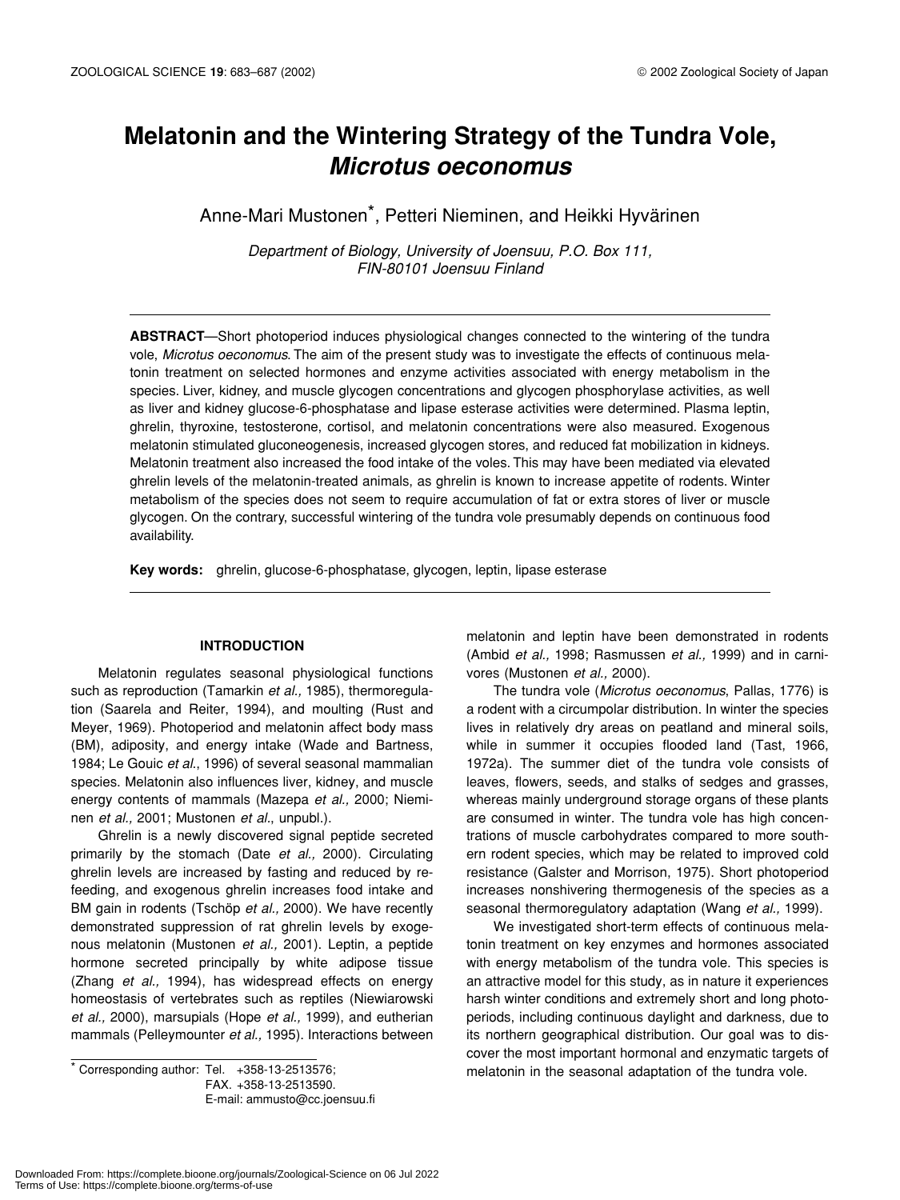# Melatonin and the Wintering Strategy of the Tundra Vole, *Microtus oeconomus*

Anne-Mari Mustonen*, Petteri Nieminen, and Heikki Hyvärinen

*Department of Biology, University of Joensuu, P.O. Box 111, FIN-80101 Joensuu Finland*

**ABSTRACT**—Short photoperiod induces physiological changes connected to the wintering of the tundra vole, *Microtus oeconomus*. The aim of the present study was to investigate the effects of continuous melatonin treatment on selected hormones and enzyme activities associated with energy metabolism in the species. Liver, kidney, and muscle glycogen concentrations and glycogen phosphorylase activities, as well as liver and kidney glucose-6-phosphatase and lipase esterase activities were determined. Plasma leptin, ghrelin, thyroxine, testosterone, cortisol, and melatonin concentrations were also measured. Exogenous melatonin stimulated gluconeogenesis, increased glycogen stores, and reduced fat mobilization in kidneys. Melatonin treatment also increased the food intake of the voles. This may have been mediated via elevated ghrelin levels of the melatonin-treated animals, as ghrelin is known to increase appetite of rodents. Winter metabolism of the species does not seem to require accumulation of fat or extra stores of liver or muscle glycogen. On the contrary, successful wintering of the tundra vole presumably depends on continuous food availability.

**Key words:** ghrelin, glucose-6-phosphatase, glycogen, leptin, lipase esterase

## INTRODUCTION

Melatonin regulates seasonal physiological functions such as reproduction (Tamarkin *et al.,* 1985), thermoregulation (Saarela and Reiter, 1994), and moulting (Rust and Meyer, 1969). Photoperiod and melatonin affect body mass (BM), adiposity, and energy intake (Wade and Bartness, 1984; Le Gouic *et al*., 1996) of several seasonal mammalian species. Melatonin also influences liver, kidney, and muscle energy contents of mammals (Mazepa *et al.,* 2000; Nieminen *et al.,* 2001; Mustonen *et al*., unpubl.).

Ghrelin is a newly discovered signal peptide secreted primarily by the stomach (Date *et al.,* 2000). Circulating ghrelin levels are increased by fasting and reduced by refeeding, and exogenous ghrelin increases food intake and BM gain in rodents (Tschöp *et al.,* 2000). We have recently demonstrated suppression of rat ghrelin levels by exogenous melatonin (Mustonen *et al.,* 2001). Leptin, a peptide hormone secreted principally by white adipose tissue (Zhang *et al.,* 1994), has widespread effects on energy homeostasis of vertebrates such as reptiles (Niewiarowski *et al.,* 2000), marsupials (Hope *et al.,* 1999), and eutherian mammals (Pelleymounter *et al.,* 1995). Interactions between melatonin and leptin have been demonstrated in rodents (Ambid *et al.,* 1998; Rasmussen *et al.,* 1999) and in carnivores (Mustonen *et al.,* 2000).

The tundra vole (*Microtus oeconomus*, Pallas, 1776) is a rodent with a circumpolar distribution. In winter the species lives in relatively dry areas on peatland and mineral soils, while in summer it occupies flooded land (Tast, 1966, 1972a). The summer diet of the tundra vole consists of leaves, flowers, seeds, and stalks of sedges and grasses, whereas mainly underground storage organs of these plants are consumed in winter. The tundra vole has high concentrations of muscle carbohydrates compared to more southern rodent species, which may be related to improved cold resistance (Galster and Morrison, 1975). Short photoperiod increases nonshivering thermogenesis of the species as a seasonal thermoregulatory adaptation (Wang *et al.,* 1999).

We investigated short-term effects of continuous melatonin treatment on key enzymes and hormones associated with energy metabolism of the tundra vole. This species is an attractive model for this study, as in nature it experiences harsh winter conditions and extremely short and long photoperiods, including continuous daylight and darkness, due to its northern geographical distribution. Our goal was to discover the most important hormonal and enzymatic targets of melatonin in the seasonal adaptation of the tundra vole.

* Corresponding author: Tel. +358-13-2513576;
FAX. +358-13-2513590.
E-mail: ammusto@cc.joensuu.fi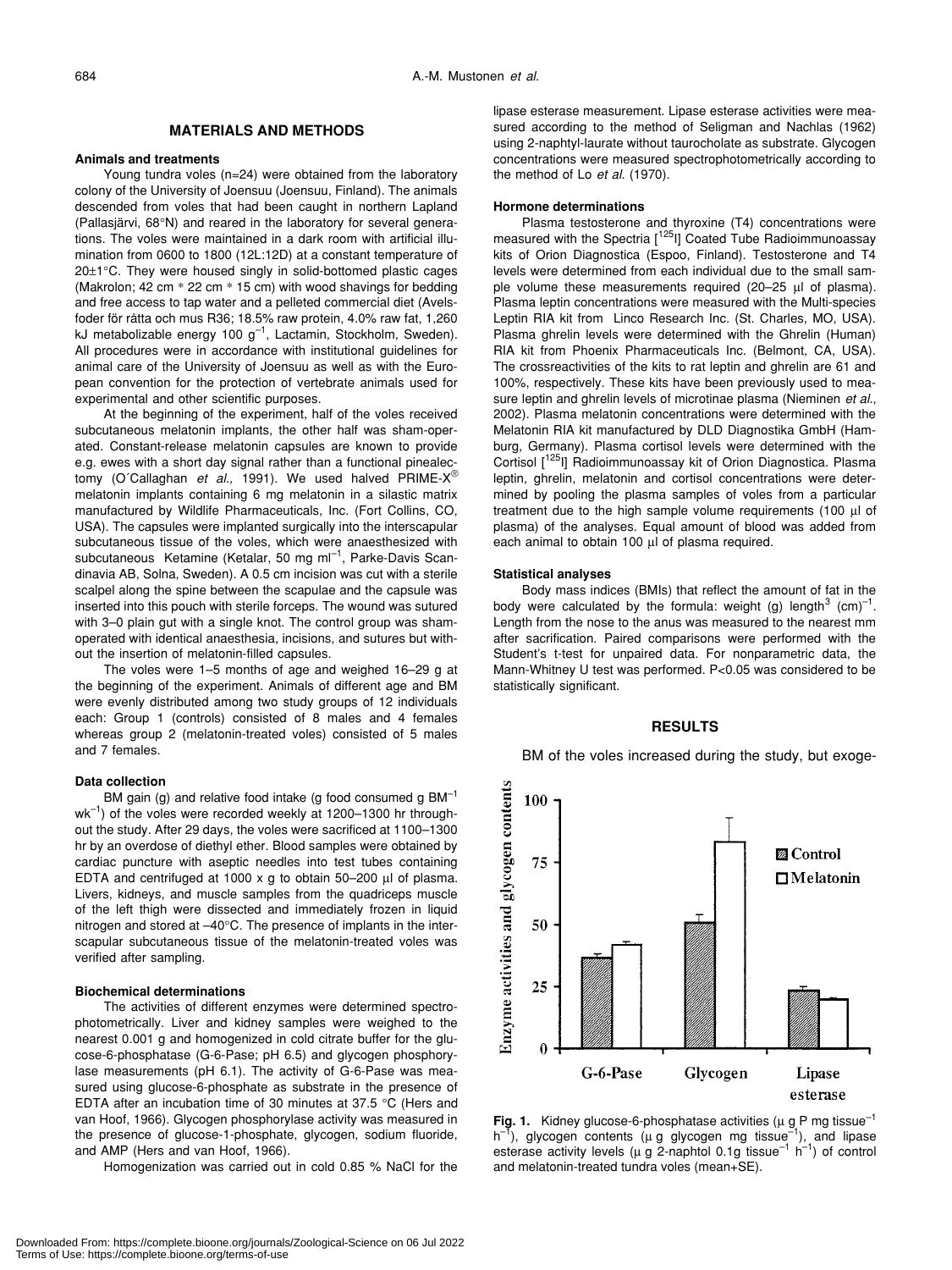## MATERIALS AND METHODS

### Animals and treatments

Young tundra voles (n=24) were obtained from the laboratory colony of the University of Joensuu (Joensuu, Finland). The animals descended from voles that had been caught in northern Lapland (Pallasjärvi, 68°N) and reared in the laboratory for several generations. The voles were maintained in a dark room with artificial illumination from 0600 to 1800 (12L:12D) at a constant temperature of 20±1°C. They were housed singly in solid-bottomed plastic cages (Makrolon; 42 cm * 22 cm * 15 cm) with wood shavings for bedding and free access to tap water and a pelleted commercial diet (Avelsfoder för råtta och mus R36; 18.5% raw protein, 4.0% raw fat, 1,260 kJ metabolizable energy 100 $g^{-1}$, Lactamin, Stockholm, Sweden). All procedures were in accordance with institutional guidelines for animal care of the University of Joensuu as well as with the European convention for the protection of vertebrate animals used for experimental and other scientific purposes.

At the beginning of the experiment, half of the voles received subcutaneous melatonin implants, the other half was sham-operated. Constant-release melatonin capsules are known to provide e.g. ewes with a short day signal rather than a functional pinealectomy (O´Callaghan *et al.,* 1991). We used halved PRIME-X® melatonin implants containing 6 mg melatonin in a silastic matrix manufactured by Wildlife Pharmaceuticals, Inc. (Fort Collins, CO, USA). The capsules were implanted surgically into the interscapular subcutaneous tissue of the voles, which were anaesthesized with subcutaneous Ketamine (Ketalar, 50 mg $ml^{-1}$, Parke-Davis Scandinavia AB, Solna, Sweden). A 0.5 cm incision was cut with a sterile scalpel along the spine between the scapulae and the capsule was inserted into this pouch with sterile forceps. The wound was sutured with 3–0 plain gut with a single knot. The control group was sham-operated with identical anaesthesia, incisions, and sutures but without the insertion of melatonin-filled capsules.

The voles were 1–5 months of age and weighed 16–29 g at the beginning of the experiment. Animals of different age and BM were evenly distributed among two study groups of 12 individuals each: Group 1 (controls) consisted of 8 males and 4 females whereas group 2 (melatonin-treated voles) consisted of 5 males and 7 females.

### Data collection

BM gain (g) and relative food intake (g food consumed g $BM^{-1}$ $wk^{-1}$) of the voles were recorded weekly at 1200–1300 hr throughout the study. After 29 days, the voles were sacrificed at 1100–1300 hr by an overdose of diethyl ether. Blood samples were obtained by cardiac puncture with aseptic needles into test tubes containing EDTA and centrifuged at 1000 x g to obtain 50–200 µl of plasma. Livers, kidneys, and muscle samples from the quadriceps muscle of the left thigh were dissected and immediately frozen in liquid nitrogen and stored at –40°C. The presence of implants in the interscapular subcutaneous tissue of the melatonin-treated voles was verified after sampling.

### Biochemical determinations

The activities of different enzymes were determined spectrophotometrically. Liver and kidney samples were weighed to the nearest 0.001 g and homogenized in cold citrate buffer for the glucose-6-phosphatase (G-6-Pase; pH 6.5) and glycogen phosphorylase measurements (pH 6.1). The activity of G-6-Pase was measured using glucose-6-phosphate as substrate in the presence of EDTA after an incubation time of 30 minutes at 37.5 °C (Hers and van Hoof, 1966). Glycogen phosphorylase activity was measured in the presence of glucose-1-phosphate, glycogen, sodium fluoride, and AMP (Hers and van Hoof, 1966).

Homogenization was carried out in cold 0.85 % NaCl for the lipase esterase measurement. Lipase esterase activities were measured according to the method of Seligman and Nachlas (1962) using 2-naphtyl-laurate without taurocholate as substrate. Glycogen concentrations were measured spectrophotometrically according to the method of Lo *et al.* (1970).

### Hormone determinations

Plasma testosterone and thyroxine (T4) concentrations were measured with the Spectria [$^{125}$I] Coated Tube Radioimmunoassay kits of Orion Diagnostica (Espoo, Finland). Testosterone and T4 levels were determined from each individual due to the small sample volume these measurements required (20–25 µl of plasma). Plasma leptin concentrations were measured with the Multi-species Leptin RIA kit from Linco Research Inc. (St. Charles, MO, USA). Plasma ghrelin levels were determined with the Ghrelin (Human) RIA kit from Phoenix Pharmaceuticals Inc. (Belmont, CA, USA). The crossreactivities of the kits to rat leptin and ghrelin are 61 and 100%, respectively. These kits have been previously used to measure leptin and ghrelin levels of microtinae plasma (Nieminen *et al.*, 2002). Plasma melatonin concentrations were determined with the Melatonin RIA kit manufactured by DLD Diagnostika GmbH (Hamburg, Germany). Plasma cortisol levels were determined with the Cortisol [$^{125}$I] Radioimmunoassay kit of Orion Diagnostica. Plasma leptin, ghrelin, melatonin and cortisol concentrations were determined by pooling the plasma samples of voles from a particular treatment due to the high sample volume requirements (100 µl of plasma) of the analyses. Equal amount of blood was added from each animal to obtain 100 µl of plasma required.

### Statistical analyses

Body mass indices (BMIs) that reflect the amount of fat in the body were calculated by the formula: weight (g) length$^3$ (cm)$^{-1}$. Length from the nose to the anus was measured to the nearest mm after sacrification. Paired comparisons were performed with the Student's t-test for unpaired data. For nonparametric data, the Mann-Whitney U test was performed. P<0.05 was considered to be statistically significant.

## RESULTS

BM of the voles increased during the study, but exoge-

**Fig. 1.** Kidney glucose-6-phosphatase activities (µ g P mg tissue$^{-1}$ h$^{-1}$), glycogen contents (µ g glycogen mg tissue$^{-1}$), and lipase esterase activity levels (µ g 2-naphtol 0.1g tissue$^{-1}$ h$^{-1}$) of control and melatonin-treated tundra voles (mean+SE).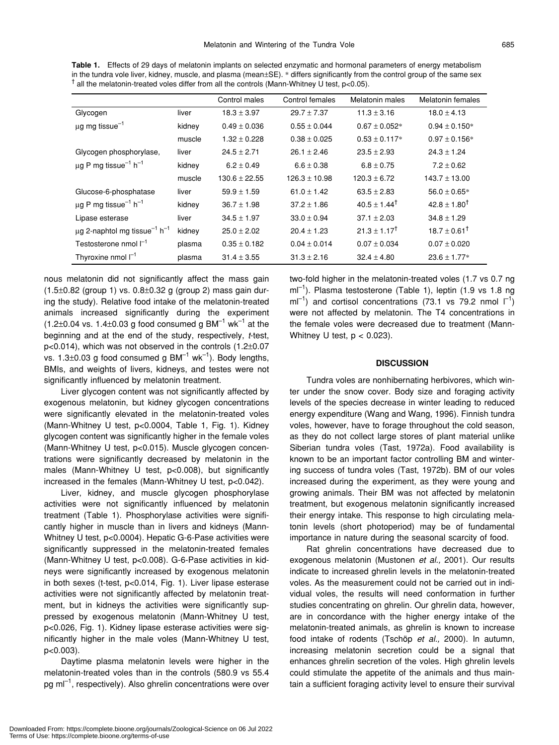**Table 1.** Effects of 29 days of melatonin implants on selected enzymatic and hormonal parameters of energy metabolism in the tundra vole liver, kidney, muscle, and plasma (mean±SE). * differs significantly from the control group of the same sex † all the melatonin-treated voles differ from all the controls (Mann-Whitney U test, $p<0.05$).

| | | Control males | Control females | Melatonin males | Melatonin females |
|---|---|---|---|---|---|
| Glycogen | liver | 18.3 ± 3.97 | 29.7 ± 7.37 | 11.3 ± 3.16 | 18.0 ± 4.13 |
| μg mg tissue$^{-1}$ | kidney | 0.49 ± 0.036 | 0.55 ± 0.044 | 0.67 ± 0.052* | 0.94 ± 0.150* |
| | muscle | 1.32 ± 0.228 | 0.38 ± 0.025 | 0.53 ± 0.117* | 0.97 ± 0.156* |
| Glycogen phosphorylase, | liver | 24.5 ± 2.71 | 26.1 ± 2.46 | 23.5 ± 2.93 | 24.3 ± 1.24 |
| μg P mg tissue$^{-1}$ h$^{-1}$ | kidney | 6.2 ± 0.49 | 6.6 ± 0.38 | 6.8 ± 0.75 | 7.2 ± 0.62 |
| | muscle | 130.6 ± 22.55 | 126.3 ± 10.98 | 120.3 ± 6.72 | 143.7 ± 13.00 |
| Glucose-6-phosphatase | liver | 59.9 ± 1.59 | 61.0 ± 1.42 | 63.5 ± 2.83 | 56.0 ± 0.65* |
| μg P mg tissue$^{-1}$ h$^{-1}$ | kidney | 36.7 ± 1.98 | 37.2 ± 1.86 | 40.5 ± 1.44† | 42.8 ± 1.80† |
| Lipase esterase | liver | 34.5 ± 1.97 | 33.0 ± 0.94 | 37.1 ± 2.03 | 34.8 ± 1.29 |
| μg 2-naphtol mg tissue$^{-1}$ h$^{-1}$ | kidney | 25.0 ± 2.02 | 20.4 ± 1.23 | 21.3 ± 1.17† | 18.7 ± 0.61† |
| Testosterone nmol l$^{-1}$ | plasma | 0.35 ± 0.182 | 0.04 ± 0.014 | 0.07 ± 0.034 | 0.07 ± 0.020 |
| Thyroxine nmol l$^{-1}$ | plasma | 31.4 ± 3.55 | 31.3 ± 2.16 | 32.4 ± 4.80 | 23.6 ± 1.77* |

nous melatonin did not significantly affect the mass gain (1.5±0.82 (group 1) vs. 0.8±0.32 g (group 2) mass gain during the study). Relative food intake of the melatonin-treated animals increased significantly during the experiment (1.2±0.04 vs. 1.4±0.03 g food consumed g BM$^{-1}$ wk$^{-1}$ at the beginning and at the end of the study, respectively, *t*-test, $p<0.014$), which was not observed in the controls (1.2±0.07 vs. 1.3±0.03 g food consumed g BM$^{-1}$ wk$^{-1}$). Body lengths, BMIs, and weights of livers, kidneys, and testes were not significantly influenced by melatonin treatment.

Liver glycogen content was not significantly affected by exogenous melatonin, but kidney glycogen concentrations were significantly elevated in the melatonin-treated voles (Mann-Whitney U test, $p<0.0004$, Table 1, Fig. 1). Kidney glycogen content was significantly higher in the female voles (Mann-Whitney U test, $p<0.015$). Muscle glycogen concentrations were significantly decreased by melatonin in the males (Mann-Whitney U test, $p<0.008$), but significantly increased in the females (Mann-Whitney U test, $p<0.042$).

Liver, kidney, and muscle glycogen phosphorylase activities were not significantly influenced by melatonin treatment (Table 1). Phosphorylase activities were significantly higher in muscle than in livers and kidneys (Mann-Whitney U test, $p<0.0004$). Hepatic G-6-Pase activities were significantly suppressed in the melatonin-treated females (Mann-Whitney U test, $p<0.008$). G-6-Pase activities in kidneys were significantly increased by exogenous melatonin in both sexes (t-test, $p<0.014$, Fig. 1). Liver lipase esterase activities were not significantly affected by melatonin treatment, but in kidneys the activities were significantly suppressed by exogenous melatonin (Mann-Whitney U test, $p<0.026$, Fig. 1). Kidney lipase esterase activities were significantly higher in the male voles (Mann-Whitney U test, $p<0.003$).

Daytime plasma melatonin levels were higher in the melatonin-treated voles than in the controls (580.9 vs 55.4 pg ml$^{-1}$, respectively). Also ghrelin concentrations were over two-fold higher in the melatonin-treated voles (1.7 vs 0.7 ng ml$^{-1}$). Plasma testosterone (Table 1), leptin (1.9 vs 1.8 ng ml$^{-1}$) and cortisol concentrations (73.1 vs 79.2 nmol l$^{-1}$) were not affected by melatonin. The T4 concentrations in the female voles were decreased due to treatment (Mann-Whitney U test, $p < 0.023$).

## DISCUSSION

Tundra voles are nonhibernating herbivores, which winter under the snow cover. Body size and foraging activity levels of the species decrease in winter leading to reduced energy expenditure (Wang and Wang, 1996). Finnish tundra voles, however, have to forage throughout the cold season, as they do not collect large stores of plant material unlike Siberian tundra voles (Tast, 1972a). Food availability is known to be an important factor controlling BM and wintering success of tundra voles (Tast, 1972b). BM of our voles increased during the experiment, as they were young and growing animals. Their BM was not affected by melatonin treatment, but exogenous melatonin significantly increased their energy intake. This response to high circulating melatonin levels (short photoperiod) may be of fundamental importance in nature during the seasonal scarcity of food.

Rat ghrelin concentrations have decreased due to exogenous melatonin (Mustonen *et al.,* 2001). Our results indicate to increased ghrelin levels in the melatonin-treated voles. As the measurement could not be carried out in individual voles, the results will need conformation in further studies concentrating on ghrelin. Our ghrelin data, however, are in concordance with the higher energy intake of the melatonin-treated animals, as ghrelin is known to increase food intake of rodents (Tschöp *et al.,* 2000). In autumn, increasing melatonin secretion could be a signal that enhances ghrelin secretion of the voles. High ghrelin levels could stimulate the appetite of the animals and thus maintain a sufficient foraging activity level to ensure their survival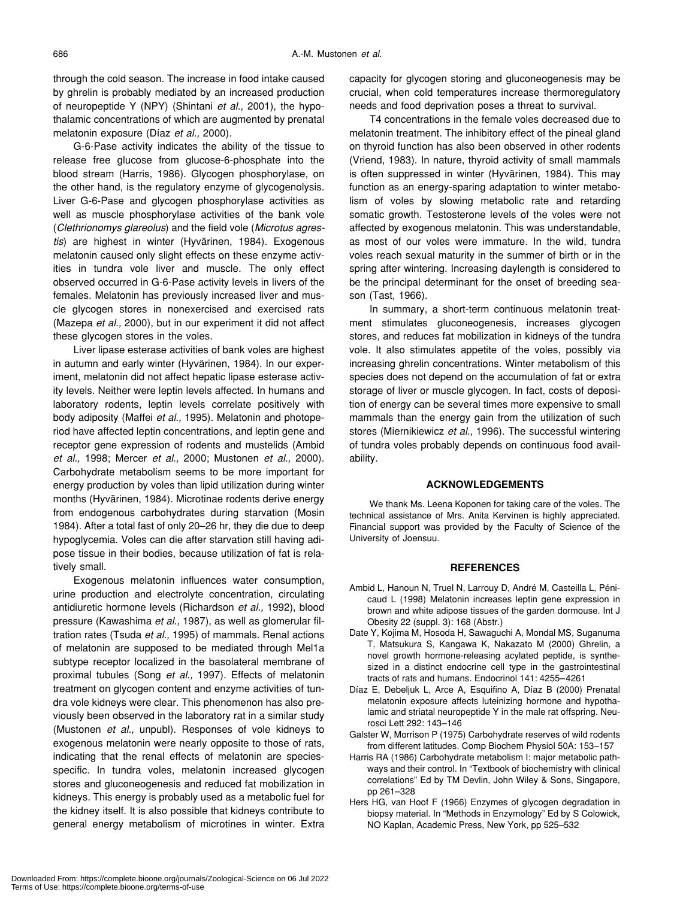through the cold season. The increase in food intake caused by ghrelin is probably mediated by an increased production of neuropeptide Y (NPY) (Shintani *et al.,* 2001), the hypothalamic concentrations of which are augmented by prenatal melatonin exposure (Díaz *et al.,* 2000).

G-6-Pase activity indicates the ability of the tissue to release free glucose from glucose-6-phosphate into the blood stream (Harris, 1986). Glycogen phosphorylase, on the other hand, is the regulatory enzyme of glycogenolysis. Liver G-6-Pase and glycogen phosphorylase activities as well as muscle phosphorylase activities of the bank vole (*Clethrionomys glareolus*) and the field vole (*Microtus agrestis*) are highest in winter (Hyvärinen, 1984). Exogenous melatonin caused only slight effects on these enzyme activities in tundra vole liver and muscle. The only effect observed occurred in G-6-Pase activity levels in livers of the females. Melatonin has previously increased liver and muscle glycogen stores in nonexercised and exercised rats (Mazepa *et al.,* 2000), but in our experiment it did not affect these glycogen stores in the voles.

Liver lipase esterase activities of bank voles are highest in autumn and early winter (Hyvärinen, 1984). In our experiment, melatonin did not affect hepatic lipase esterase activity levels. Neither were leptin levels affected. In humans and laboratory rodents, leptin levels correlate positively with body adiposity (Maffei *et al.,* 1995). Melatonin and photoperiod have affected leptin concentrations, and leptin gene and receptor gene expression of rodents and mustelids (Ambid *et al.,* 1998; Mercer *et al.,* 2000; Mustonen *et al.,* 2000). Carbohydrate metabolism seems to be more important for energy production by voles than lipid utilization during winter months (Hyvärinen, 1984). Microtinae rodents derive energy from endogenous carbohydrates during starvation (Mosin 1984). After a total fast of only 20–26 hr, they die due to deep hypoglycemia. Voles can die after starvation still having adipose tissue in their bodies, because utilization of fat is relatively small.

Exogenous melatonin influences water consumption, urine production and electrolyte concentration, circulating antidiuretic hormone levels (Richardson *et al.,* 1992), blood pressure (Kawashima *et al.,* 1987), as well as glomerular filtration rates (Tsuda *et al.,* 1995) of mammals. Renal actions of melatonin are supposed to be mediated through Mel1a subtype receptor localized in the basolateral membrane of proximal tubules (Song *et al.,* 1997). Effects of melatonin treatment on glycogen content and enzyme activities of tundra vole kidneys were clear. This phenomenon has also previously been observed in the laboratory rat in a similar study (Mustonen *et al*., unpubl). Responses of vole kidneys to exogenous melatonin were nearly opposite to those of rats, indicating that the renal effects of melatonin are species-specific. In tundra voles, melatonin increased glycogen stores and gluconeogenesis and reduced fat mobilization in kidneys. This energy is probably used as a metabolic fuel for the kidney itself. It is also possible that kidneys contribute to general energy metabolism of microtines in winter. Extra capacity for glycogen storing and gluconeogenesis may be crucial, when cold temperatures increase thermoregulatory needs and food deprivation poses a threat to survival.

T4 concentrations in the female voles decreased due to melatonin treatment. The inhibitory effect of the pineal gland on thyroid function has also been observed in other rodents (Vriend, 1983). In nature, thyroid activity of small mammals is often suppressed in winter (Hyvärinen, 1984). This may function as an energy-sparing adaptation to winter metabolism of voles by slowing metabolic rate and retarding somatic growth. Testosterone levels of the voles were not affected by exogenous melatonin. This was understandable, as most of our voles were immature. In the wild, tundra voles reach sexual maturity in the summer of birth or in the spring after wintering. Increasing daylength is considered to be the principal determinant for the onset of breeding season (Tast, 1966).

In summary, a short-term continuous melatonin treatment stimulates gluconeogenesis, increases glycogen stores, and reduces fat mobilization in kidneys of the tundra vole. It also stimulates appetite of the voles, possibly via increasing ghrelin concentrations. Winter metabolism of this species does not depend on the accumulation of fat or extra storage of liver or muscle glycogen. In fact, costs of deposition of energy can be several times more expensive to small mammals than the energy gain from the utilization of such stores (Miernikiewicz *et al.,* 1996). The successful wintering of tundra voles probably depends on continuous food availability.

## ACKNOWLEDGEMENTS

We thank Ms. Leena Koponen for taking care of the voles. The technical assistance of Mrs. Anita Kervinen is highly appreciated. Financial support was provided by the Faculty of Science of the University of Joensuu.

## REFERENCES

Ambid L, Hanoun N, Truel N, Larrouy D, André M, Casteilla L, Pénicaud L (1998) Melatonin increases leptin gene expression in brown and white adipose tissues of the garden dormouse. Int J Obesity 22 (suppl. 3): 168 (Abstr.)

Date Y, Kojima M, Hosoda H, Sawaguchi A, Mondal MS, Suganuma T, Matsukura S, Kangawa K, Nakazato M (2000) Ghrelin, a novel growth hormone-releasing acylated peptide, is synthesized in a distinct endocrine cell type in the gastrointestinal tracts of rats and humans. Endocrinol 141: 4255–4261

Díaz E, Debeljuk L, Arce A, Esquifino A, Díaz B (2000) Prenatal melatonin exposure affects luteinizing hormone and hypothalamic and striatal neuropeptide Y in the male rat offspring. Neurosci Lett 292: 143–146

Galster W, Morrison P (1975) Carbohydrate reserves of wild rodents from different latitudes. Comp Biochem Physiol 50A: 153–157

Harris RA (1986) Carbohydrate metabolism I: major metabolic pathways and their control. In "Textbook of biochemistry with clinical correlations" Ed by TM Devlin, John Wiley & Sons, Singapore, pp 261–328

Hers HG, van Hoof F (1966) Enzymes of glycogen degradation in biopsy material. In "Methods in Enzymology" Ed by S Colowick, NO Kaplan, Academic Press, New York, pp 525–532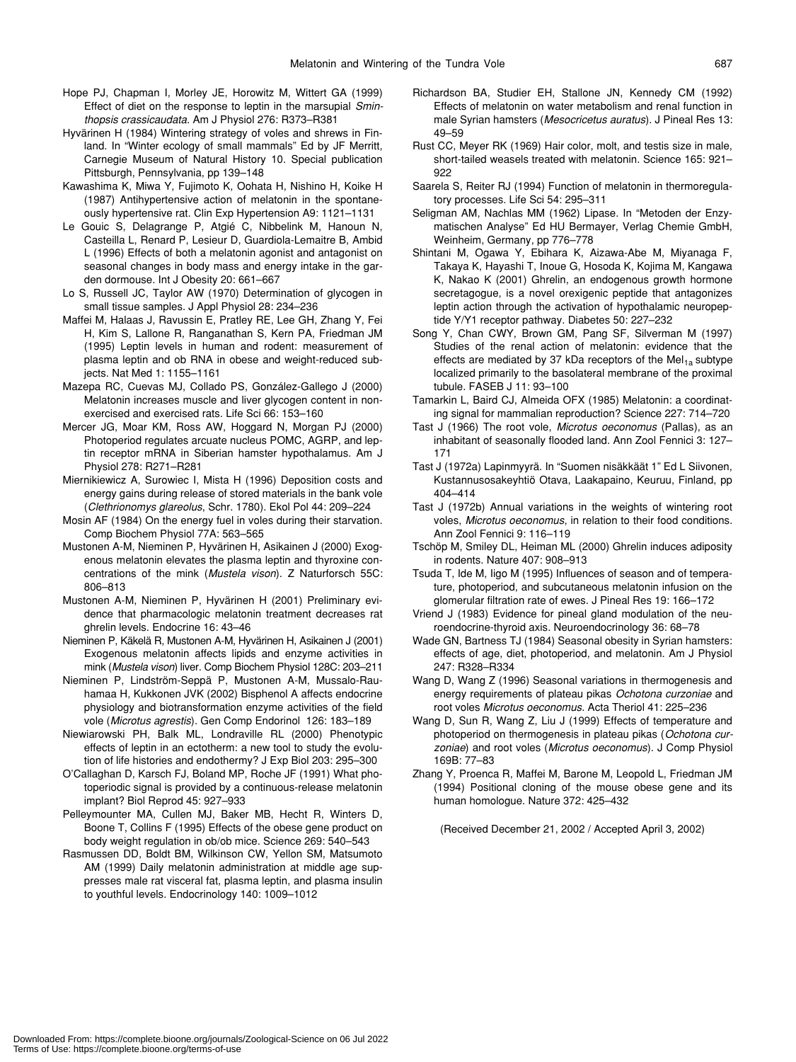Hope PJ, Chapman I, Morley JE, Horowitz M, Wittert GA (1999) Effect of diet on the response to leptin in the marsupial *Sminthopsis crassicaudata*. Am J Physiol 276: R373–R381

Hyvärinen H (1984) Wintering strategy of voles and shrews in Finland. In "Winter ecology of small mammals" Ed by JF Merritt, Carnegie Museum of Natural History 10. Special publication Pittsburgh, Pennsylvania, pp 139–148

Kawashima K, Miwa Y, Fujimoto K, Oohata H, Nishino H, Koike H (1987) Antihypertensive action of melatonin in the spontaneously hypertensive rat. Clin Exp Hypertension A9: 1121–1131

Le Gouic S, Delagrange P, Atgié C, Nibbelink M, Hanoun N, Casteilla L, Renard P, Lesieur D, Guardiola-Lemaitre B, Ambid L (1996) Effects of both a melatonin agonist and antagonist on seasonal changes in body mass and energy intake in the garden dormouse. Int J Obesity 20: 661–667

Lo S, Russell JC, Taylor AW (1970) Determination of glycogen in small tissue samples. J Appl Physiol 28: 234–236

Maffei M, Halaas J, Ravussin E, Pratley RE, Lee GH, Zhang Y, Fei H, Kim S, Lallone R, Ranganathan S, Kern PA, Friedman JM (1995) Leptin levels in human and rodent: measurement of plasma leptin and ob RNA in obese and weight-reduced subjects. Nat Med 1: 1155–1161

Mazepa RC, Cuevas MJ, Collado PS, González-Gallego J (2000) Melatonin increases muscle and liver glycogen content in nonexercised and exercised rats. Life Sci 66: 153–160

Mercer JG, Moar KM, Ross AW, Hoggard N, Morgan PJ (2000) Photoperiod regulates arcuate nucleus POMC, AGRP, and leptin receptor mRNA in Siberian hamster hypothalamus. Am J Physiol 278: R271–R281

Miernikiewicz A, Surowiec I, Mista H (1996) Deposition costs and energy gains during release of stored materials in the bank vole (*Clethrionomys glareolus*, Schr. 1780). Ekol Pol 44: 209–224

Mosin AF (1984) On the energy fuel in voles during their starvation. Comp Biochem Physiol 77A: 563–565

Mustonen A-M, Nieminen P, Hyvärinen H, Asikainen J (2000) Exogenous melatonin elevates the plasma leptin and thyroxine concentrations of the mink (*Mustela vison*). Z Naturforsch 55C: 806–813

Mustonen A-M, Nieminen P, Hyvärinen H (2001) Preliminary evidence that pharmacologic melatonin treatment decreases rat ghrelin levels. Endocrine 16: 43–46

Nieminen P, Käkelä R, Mustonen A-M, Hyvärinen H, Asikainen J (2001) Exogenous melatonin affects lipids and enzyme activities in mink (*Mustela vison*) liver. Comp Biochem Physiol 128C: 203–211

Nieminen P, Lindström-Seppä P, Mustonen A-M, Mussalo-Rauhamaa H, Kukkonen JVK (2002) Bisphenol A affects endocrine physiology and biotransformation enzyme activities of the field vole (*Microtus agrestis*). Gen Comp Endorinol 126: 183–189

Niewiarowski PH, Balk ML, Londraville RL (2000) Phenotypic effects of leptin in an ectotherm: a new tool to study the evolution of life histories and endothermy? J Exp Biol 203: 295–300

O'Callaghan D, Karsch FJ, Boland MP, Roche JF (1991) What photoperiodic signal is provided by a continuous-release melatonin implant? Biol Reprod 45: 927–933

Pelleymounter MA, Cullen MJ, Baker MB, Hecht R, Winters D, Boone T, Collins F (1995) Effects of the obese gene product on body weight regulation in ob/ob mice. Science 269: 540–543

Rasmussen DD, Boldt BM, Wilkinson CW, Yellon SM, Matsumoto AM (1999) Daily melatonin administration at middle age suppresses male rat visceral fat, plasma leptin, and plasma insulin to youthful levels. Endocrinology 140: 1009–1012

Richardson BA, Studier EH, Stallone JN, Kennedy CM (1992) Effects of melatonin on water metabolism and renal function in male Syrian hamsters (*Mesocricetus auratus*). J Pineal Res 13: 49–59

Rust CC, Meyer RK (1969) Hair color, molt, and testis size in male, short-tailed weasels treated with melatonin. Science 165: 921–922

Saarela S, Reiter RJ (1994) Function of melatonin in thermoregulatory processes. Life Sci 54: 295–311

Seligman AM, Nachlas MM (1962) Lipase. In "Metoden der Enzymatischen Analyse" Ed HU Bermayer, Verlag Chemie GmbH, Weinheim, Germany, pp 776–778

Shintani M, Ogawa Y, Ebihara K, Aizawa-Abe M, Miyanaga F, Takaya K, Hayashi T, Inoue G, Hosoda K, Kojima M, Kangawa K, Nakao K (2001) Ghrelin, an endogenous growth hormone secretagogue, is a novel orexigenic peptide that antagonizes leptin action through the activation of hypothalamic neuropeptide Y/Y1 receptor pathway. Diabetes 50: 227–232

Song Y, Chan CWY, Brown GM, Pang SF, Silverman M (1997) Studies of the renal action of melatonin: evidence that the effects are mediated by 37 kDa receptors of the $Mel_{1a}$ subtype localized primarily to the basolateral membrane of the proximal tubule. FASEB J 11: 93–100

Tamarkin L, Baird CJ, Almeida OFX (1985) Melatonin: a coordinating signal for mammalian reproduction? Science 227: 714–720

Tast J (1966) The root vole, *Microtus oeconomus* (Pallas), as an inhabitant of seasonally flooded land. Ann Zool Fennici 3: 127–171

Tast J (1972a) Lapinmyyrä. In "Suomen nisäkkäät 1" Ed L Siivonen, Kustannusosakeyhtiö Otava, Laakapaino, Keuruu, Finland, pp 404–414

Tast J (1972b) Annual variations in the weights of wintering root voles, *Microtus oeconomus*, in relation to their food conditions. Ann Zool Fennici 9: 116–119

Tschöp M, Smiley DL, Heiman ML (2000) Ghrelin induces adiposity in rodents. Nature 407: 908–913

Tsuda T, Ide M, Iigo M (1995) Influences of season and of temperature, photoperiod, and subcutaneous melatonin infusion on the glomerular filtration rate of ewes. J Pineal Res 19: 166–172

Vriend J (1983) Evidence for pineal gland modulation of the neuroendocrine-thyroid axis. Neuroendocrinology 36: 68–78

Wade GN, Bartness TJ (1984) Seasonal obesity in Syrian hamsters: effects of age, diet, photoperiod, and melatonin. Am J Physiol 247: R328–R334

Wang D, Wang Z (1996) Seasonal variations in thermogenesis and energy requirements of plateau pikas *Ochotona curzoniae* and root voles *Microtus oeconomus*. Acta Theriol 41: 225–236

Wang D, Sun R, Wang Z, Liu J (1999) Effects of temperature and photoperiod on thermogenesis in plateau pikas (*Ochotona curzoniae*) and root voles (*Microtus oeconomus*). J Comp Physiol 169B: 77–83

Zhang Y, Proenca R, Maffei M, Barone M, Leopold L, Friedman JM (1994) Positional cloning of the mouse obese gene and its human homologue. Nature 372: 425–432

(Received December 21, 2002 / Accepted April 3, 2002)